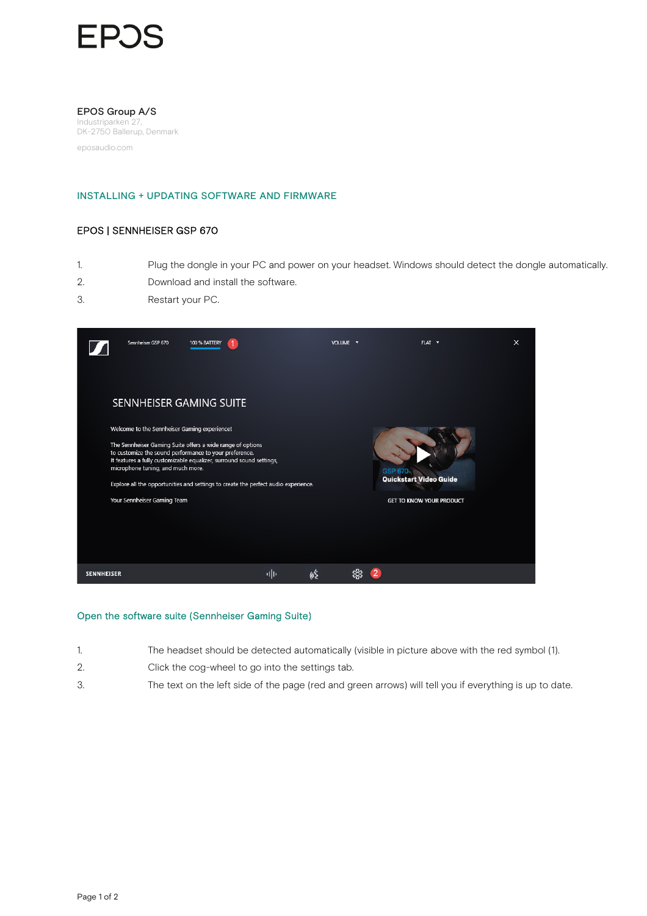# EPOS

EPOS Group A/S
Industriparken 27,
DK-2750 Ballerup, Denmark

eposaudio.com

## INSTALLING + UPDATING SOFTWARE AND FIRMWARE

### EPOS | SENNHEISER GSP 670

1. Plug the dongle in your PC and power on your headset. Windows should detect the dongle automatically.
2. Download and install the software.
3. Restart your PC.

### Open the software suite (Sennheiser Gaming Suite)

1. The headset should be detected automatically (visible in picture above with the red symbol (1).
2. Click the cog-wheel to go into the settings tab.
3. The text on the left side of the page (red and green arrows) will tell you if everything is up to date.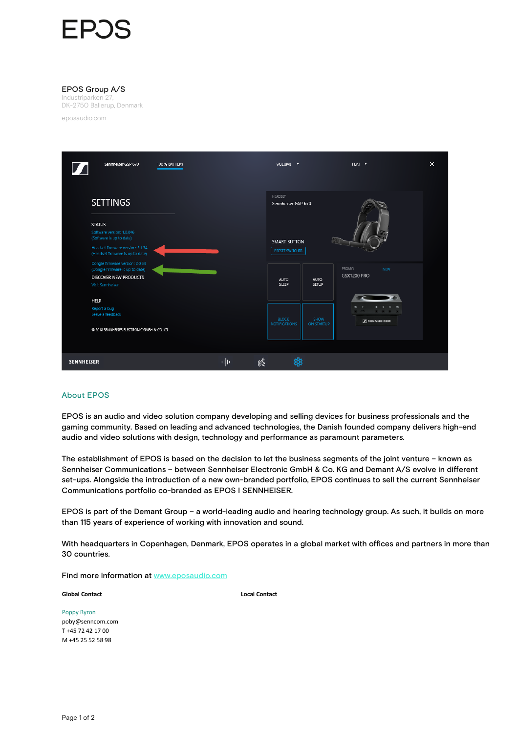EPOS

EPOS Group A/S
Industriparken 27,
DK-2750 Ballerup, Denmark

eposaudio.com

## About EPOS

EPOS is an audio and video solution company developing and selling devices for business professionals and the gaming community. Based on leading and advanced technologies, the Danish founded company delivers high-end audio and video solutions with design, technology and performance as paramount parameters.

The establishment of EPOS is based on the decision to let the business segments of the joint venture – known as Sennheiser Communications – between Sennheiser Electronic GmbH & Co. KG and Demant A/S evolve in different set-ups. Alongside the introduction of a new own-branded portfolio, EPOS continues to sell the current Sennheiser Communications portfolio co-branded as EPOS I SENNHEISER.

EPOS is part of the Demant Group – a world-leading audio and hearing technology group. As such, it builds on more than 115 years of experience of working with innovation and sound.

With headquarters in Copenhagen, Denmark, EPOS operates in a global market with offices and partners in more than 30 countries.

Find more information at www.eposaudio.com

**Global Contact**

Poppy Byron
poby@senncom.com
T +45 72 42 17 00
M +45 25 52 58 98

**Local Contact**